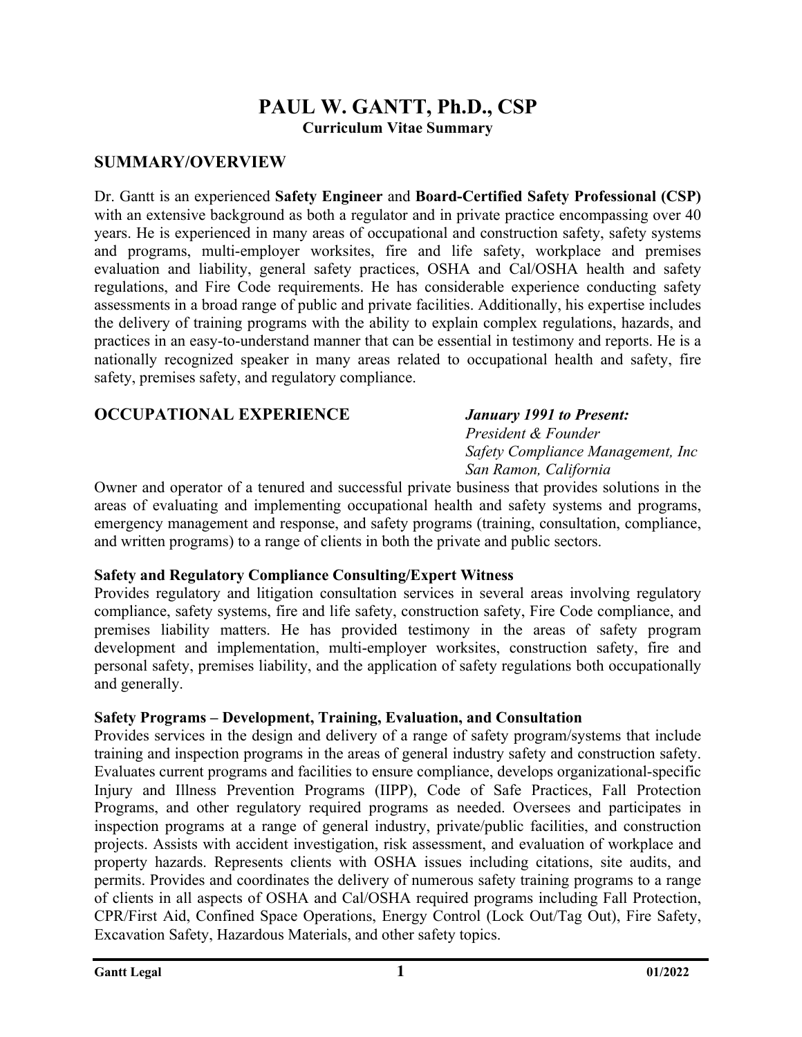# PAUL W. GANTT, Ph.D., CSP

**Curriculum Vitae Summary**

## SUMMARY/OVERVIEW

Dr. Gantt is an experienced **Safety Engineer** and **Board-Certified Safety Professional (CSP)** with an extensive background as both a regulator and in private practice encompassing over 40 years. He is experienced in many areas of occupational and construction safety, safety systems and programs, multi-employer worksites, fire and life safety, workplace and premises evaluation and liability, general safety practices, OSHA and Cal/OSHA health and safety regulations, and Fire Code requirements. He has considerable experience conducting safety assessments in a broad range of public and private facilities. Additionally, his expertise includes the delivery of training programs with the ability to explain complex regulations, hazards, and practices in an easy-to-understand manner that can be essential in testimony and reports. He is a nationally recognized speaker in many areas related to occupational health and safety, fire safety, premises safety, and regulatory compliance.

## OCCUPATIONAL EXPERIENCE

***January 1991 to Present:***
*President & Founder*
*Safety Compliance Management, Inc*
*San Ramon, California*

Owner and operator of a tenured and successful private business that provides solutions in the areas of evaluating and implementing occupational health and safety systems and programs, emergency management and response, and safety programs (training, consultation, compliance, and written programs) to a range of clients in both the private and public sectors.

**Safety and Regulatory Compliance Consulting/Expert Witness**

Provides regulatory and litigation consultation services in several areas involving regulatory compliance, safety systems, fire and life safety, construction safety, Fire Code compliance, and premises liability matters. He has provided testimony in the areas of safety program development and implementation, multi-employer worksites, construction safety, fire and personal safety, premises liability, and the application of safety regulations both occupationally and generally.

**Safety Programs – Development, Training, Evaluation, and Consultation**

Provides services in the design and delivery of a range of safety program/systems that include training and inspection programs in the areas of general industry safety and construction safety. Evaluates current programs and facilities to ensure compliance, develops organizational-specific Injury and Illness Prevention Programs (IIPP), Code of Safe Practices, Fall Protection Programs, and other regulatory required programs as needed. Oversees and participates in inspection programs at a range of general industry, private/public facilities, and construction projects. Assists with accident investigation, risk assessment, and evaluation of workplace and property hazards. Represents clients with OSHA issues including citations, site audits, and permits. Provides and coordinates the delivery of numerous safety training programs to a range of clients in all aspects of OSHA and Cal/OSHA required programs including Fall Protection, CPR/First Aid, Confined Space Operations, Energy Control (Lock Out/Tag Out), Fire Safety, Excavation Safety, Hazardous Materials, and other safety topics.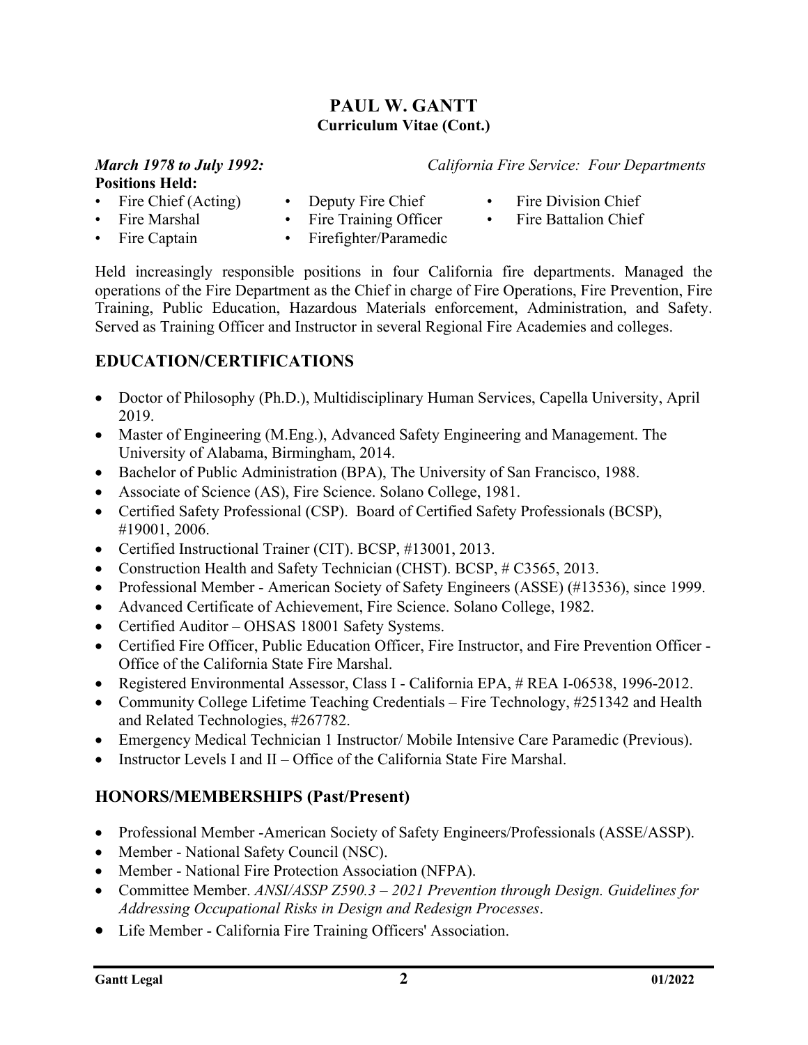# PAUL W. GANTT
**Curriculum Vitae (Cont.)**

***March 1978 to July 1992:*** *California Fire Service: Four Departments*

**Positions Held:**

- Fire Chief (Acting)
- Deputy Fire Chief
- Fire Division Chief
- Fire Marshal
- Fire Training Officer
- Fire Battalion Chief
- Fire Captain
- Firefighter/Paramedic

Held increasingly responsible positions in four California fire departments. Managed the operations of the Fire Department as the Chief in charge of Fire Operations, Fire Prevention, Fire Training, Public Education, Hazardous Materials enforcement, Administration, and Safety. Served as Training Officer and Instructor in several Regional Fire Academies and colleges.

## EDUCATION/CERTIFICATIONS

- Doctor of Philosophy (Ph.D.), Multidisciplinary Human Services, Capella University, April 2019.
- Master of Engineering (M.Eng.), Advanced Safety Engineering and Management. The University of Alabama, Birmingham, 2014.
- Bachelor of Public Administration (BPA), The University of San Francisco, 1988.
- Associate of Science (AS), Fire Science. Solano College, 1981.
- Certified Safety Professional (CSP). Board of Certified Safety Professionals (BCSP), #19001, 2006.
- Certified Instructional Trainer (CIT). BCSP, #13001, 2013.
- Construction Health and Safety Technician (CHST). BCSP, # C3565, 2013.
- Professional Member - American Society of Safety Engineers (ASSE) (#13536), since 1999.
- Advanced Certificate of Achievement, Fire Science. Solano College, 1982.
- Certified Auditor – OHSAS 18001 Safety Systems.
- Certified Fire Officer, Public Education Officer, Fire Instructor, and Fire Prevention Officer - Office of the California State Fire Marshal.
- Registered Environmental Assessor, Class I - California EPA, # REA I-06538, 1996-2012.
- Community College Lifetime Teaching Credentials – Fire Technology, #251342 and Health and Related Technologies, #267782.
- Emergency Medical Technician 1 Instructor/ Mobile Intensive Care Paramedic (Previous).
- Instructor Levels I and II – Office of the California State Fire Marshal.

## HONORS/MEMBERSHIPS (Past/Present)

- Professional Member -American Society of Safety Engineers/Professionals (ASSE/ASSP).
- Member - National Safety Council (NSC).
- Member - National Fire Protection Association (NFPA).
- Committee Member. *ANSI/ASSP Z590.3 – 2021 Prevention through Design. Guidelines for Addressing Occupational Risks in Design and Redesign Processes*.
- Life Member - California Fire Training Officers' Association.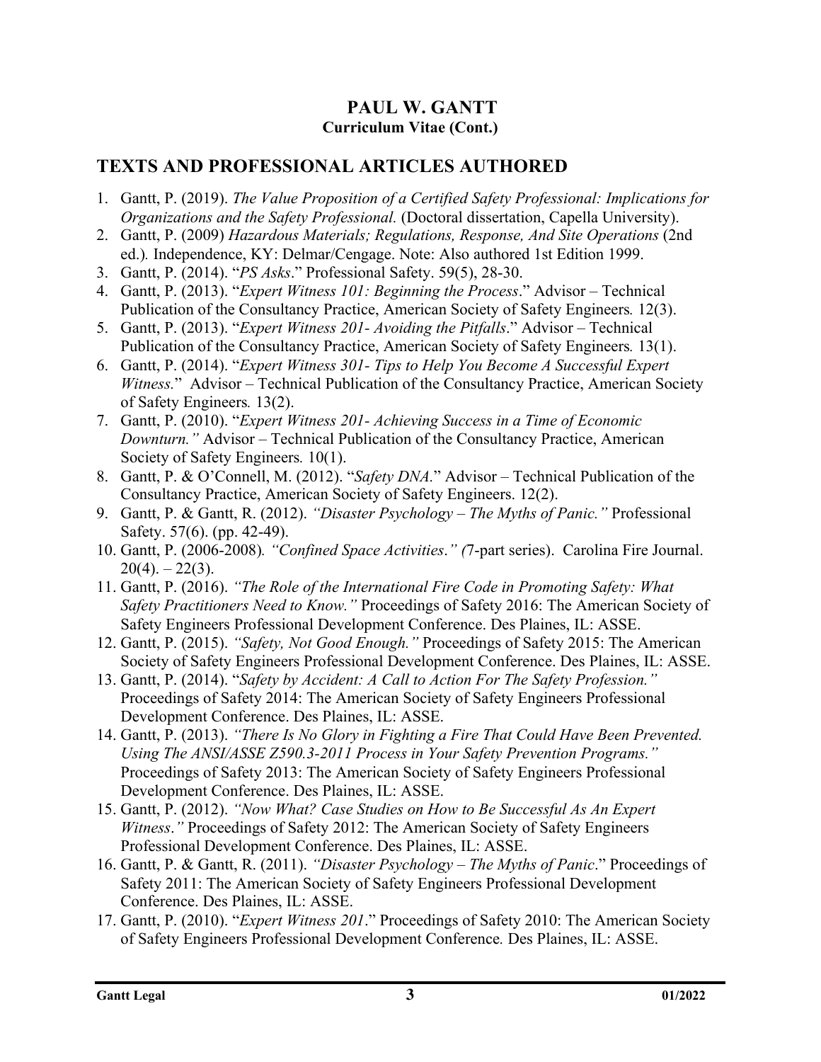# PAUL W. GANTT

**Curriculum Vitae (Cont.)**

## TEXTS AND PROFESSIONAL ARTICLES AUTHORED

1. Gantt, P. (2019). *The Value Proposition of a Certified Safety Professional: Implications for Organizations and the Safety Professional.* (Doctoral dissertation, Capella University).
2. Gantt, P. (2009) *Hazardous Materials; Regulations, Response, And Site Operations* (2nd ed.)*.* Independence, KY: Delmar/Cengage. Note: Also authored 1st Edition 1999.
3. Gantt, P. (2014). "*PS Asks*." Professional Safety. 59(5), 28-30.
4. Gantt, P. (2013). "*Expert Witness 101: Beginning the Process*." Advisor – Technical Publication of the Consultancy Practice, American Society of Safety Engineers*.* 12(3).
5. Gantt, P. (2013). "*Expert Witness 201- Avoiding the Pitfalls*." Advisor – Technical Publication of the Consultancy Practice, American Society of Safety Engineers*.* 13(1).
6. Gantt, P. (2014). "*Expert Witness 301- Tips to Help You Become A Successful Expert Witness.*" Advisor – Technical Publication of the Consultancy Practice, American Society of Safety Engineers*.* 13(2).
7. Gantt, P. (2010). "*Expert Witness 201- Achieving Success in a Time of Economic Downturn."* Advisor – Technical Publication of the Consultancy Practice, American Society of Safety Engineers*.* 10(1).
8. Gantt, P. & O'Connell, M. (2012). "*Safety DNA*." Advisor – Technical Publication of the Consultancy Practice, American Society of Safety Engineers. 12(2).
9. Gantt, P. & Gantt, R. (2012). *"Disaster Psychology – The Myths of Panic."* Professional Safety. 57(6). (pp. 42-49).
10. Gantt, P. (2006-2008)*. "Confined Space Activities*.*" (*7-part series). Carolina Fire Journal. 20(4). – 22(3).
11. Gantt, P. (2016). *"The Role of the International Fire Code in Promoting Safety: What Safety Practitioners Need to Know."* Proceedings of Safety 2016: The American Society of Safety Engineers Professional Development Conference. Des Plaines, IL: ASSE.
12. Gantt, P. (2015). *"Safety, Not Good Enough."* Proceedings of Safety 2015: The American Society of Safety Engineers Professional Development Conference. Des Plaines, IL: ASSE.
13. Gantt, P. (2014). "*Safety by Accident: A Call to Action For The Safety Profession."* Proceedings of Safety 2014: The American Society of Safety Engineers Professional Development Conference. Des Plaines, IL: ASSE.
14. Gantt, P. (2013). *"There Is No Glory in Fighting a Fire That Could Have Been Prevented. Using The ANSI/ASSE Z590.3-2011 Process in Your Safety Prevention Programs."* Proceedings of Safety 2013: The American Society of Safety Engineers Professional Development Conference. Des Plaines, IL: ASSE.
15. Gantt, P. (2012). *"Now What? Case Studies on How to Be Successful As An Expert Witness*.*"* Proceedings of Safety 2012: The American Society of Safety Engineers Professional Development Conference. Des Plaines, IL: ASSE.
16. Gantt, P. & Gantt, R. (2011). *"Disaster Psychology – The Myths of Panic*." Proceedings of Safety 2011: The American Society of Safety Engineers Professional Development Conference. Des Plaines, IL: ASSE.
17. Gantt, P. (2010). "*Expert Witness 201*." Proceedings of Safety 2010: The American Society of Safety Engineers Professional Development Conference*.* Des Plaines, IL: ASSE.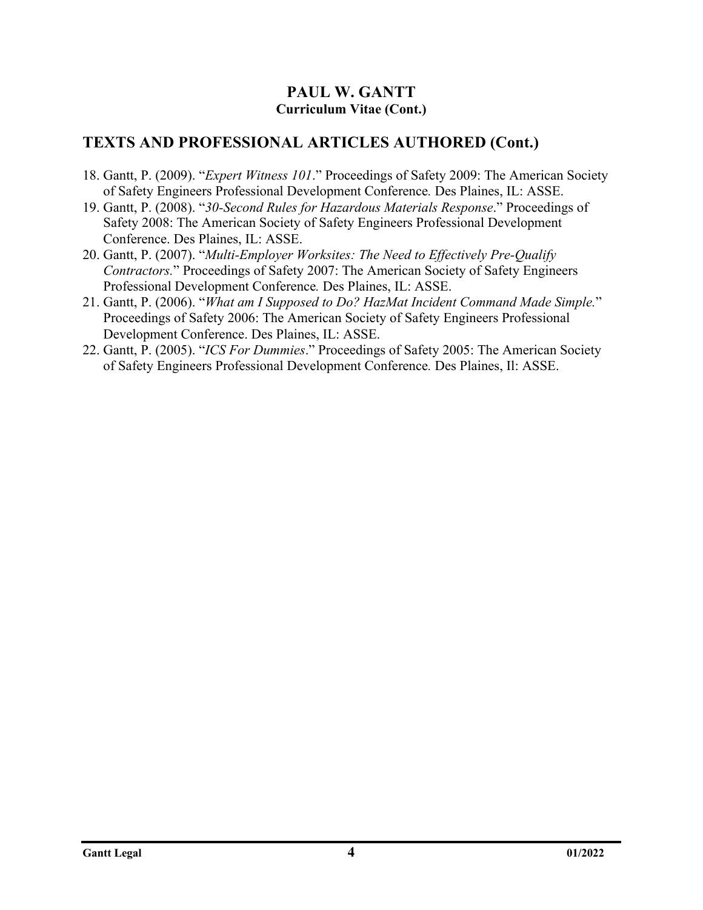## TEXTS AND PROFESSIONAL ARTICLES AUTHORED (Cont.)

18. Gantt, P. (2009). "*Expert Witness 101*." Proceedings of Safety 2009: The American Society of Safety Engineers Professional Development Conference. Des Plaines, IL: ASSE.
19. Gantt, P. (2008). "*30-Second Rules for Hazardous Materials Response*." Proceedings of Safety 2008: The American Society of Safety Engineers Professional Development Conference. Des Plaines, IL: ASSE.
20. Gantt, P. (2007). "*Multi-Employer Worksites: The Need to Effectively Pre-Qualify Contractors.*" Proceedings of Safety 2007: The American Society of Safety Engineers Professional Development Conference. Des Plaines, IL: ASSE.
21. Gantt, P. (2006). "*What am I Supposed to Do? HazMat Incident Command Made Simple.*" Proceedings of Safety 2006: The American Society of Safety Engineers Professional Development Conference. Des Plaines, IL: ASSE.
22. Gantt, P. (2005). "*ICS For Dummies*." Proceedings of Safety 2005: The American Society of Safety Engineers Professional Development Conference. Des Plaines, Il: ASSE.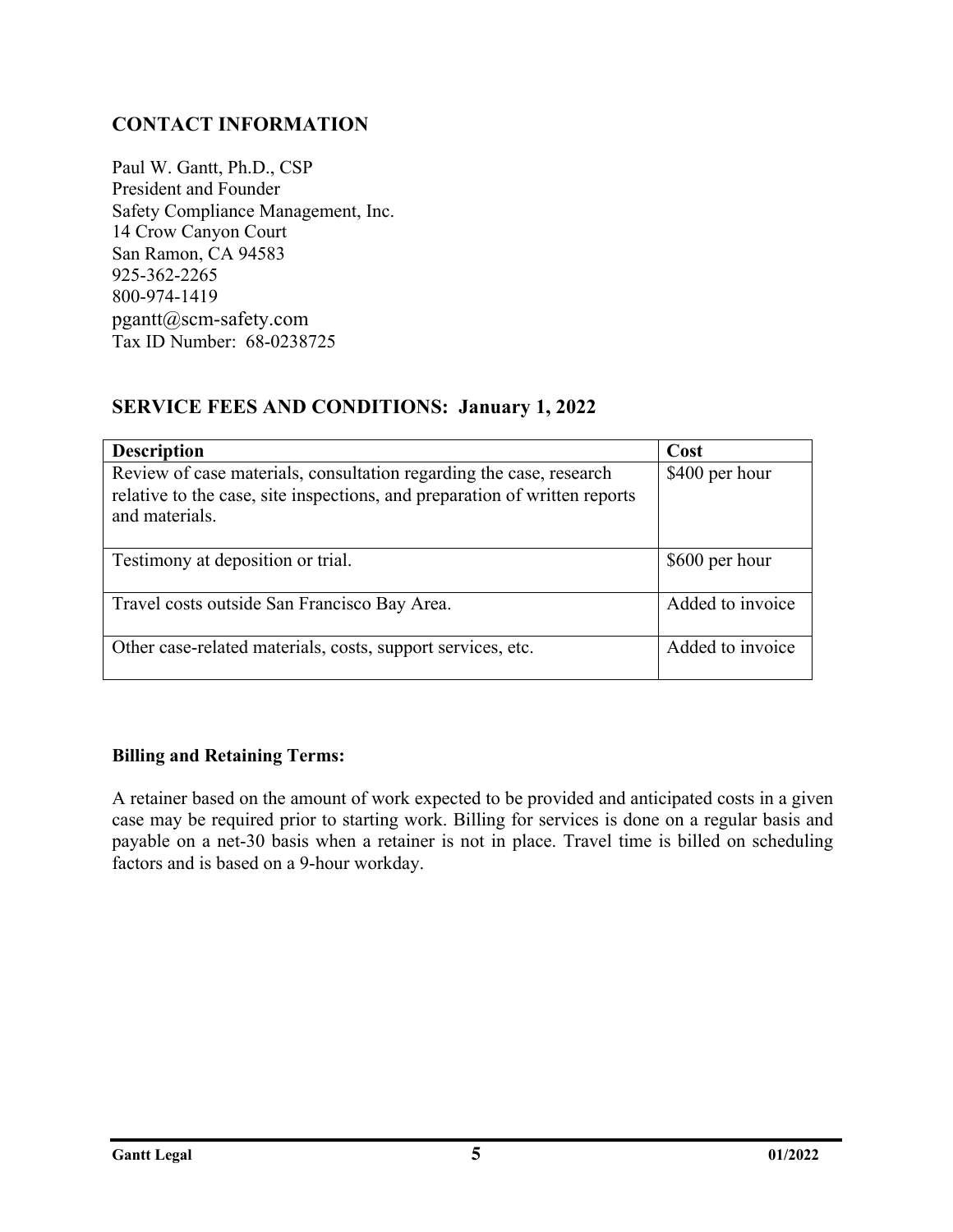## CONTACT INFORMATION

Paul W. Gantt, Ph.D., CSP
President and Founder
Safety Compliance Management, Inc.
14 Crow Canyon Court
San Ramon, CA 94583
925-362-2265
800-974-1419
pgantt@scm-safety.com
Tax ID Number: 68-0238725

## SERVICE FEES AND CONDITIONS: January 1, 2022

| **Description** | **Cost** |
|---|---|
| Review of case materials, consultation regarding the case, research relative to the case, site inspections, and preparation of written reports and materials. | $400 per hour |
| Testimony at deposition or trial. | $600 per hour |
| Travel costs outside San Francisco Bay Area. | Added to invoice |
| Other case-related materials, costs, support services, etc. | Added to invoice |

**Billing and Retaining Terms:**

A retainer based on the amount of work expected to be provided and anticipated costs in a given case may be required prior to starting work. Billing for services is done on a regular basis and payable on a net-30 basis when a retainer is not in place. Travel time is billed on scheduling factors and is based on a 9-hour workday.